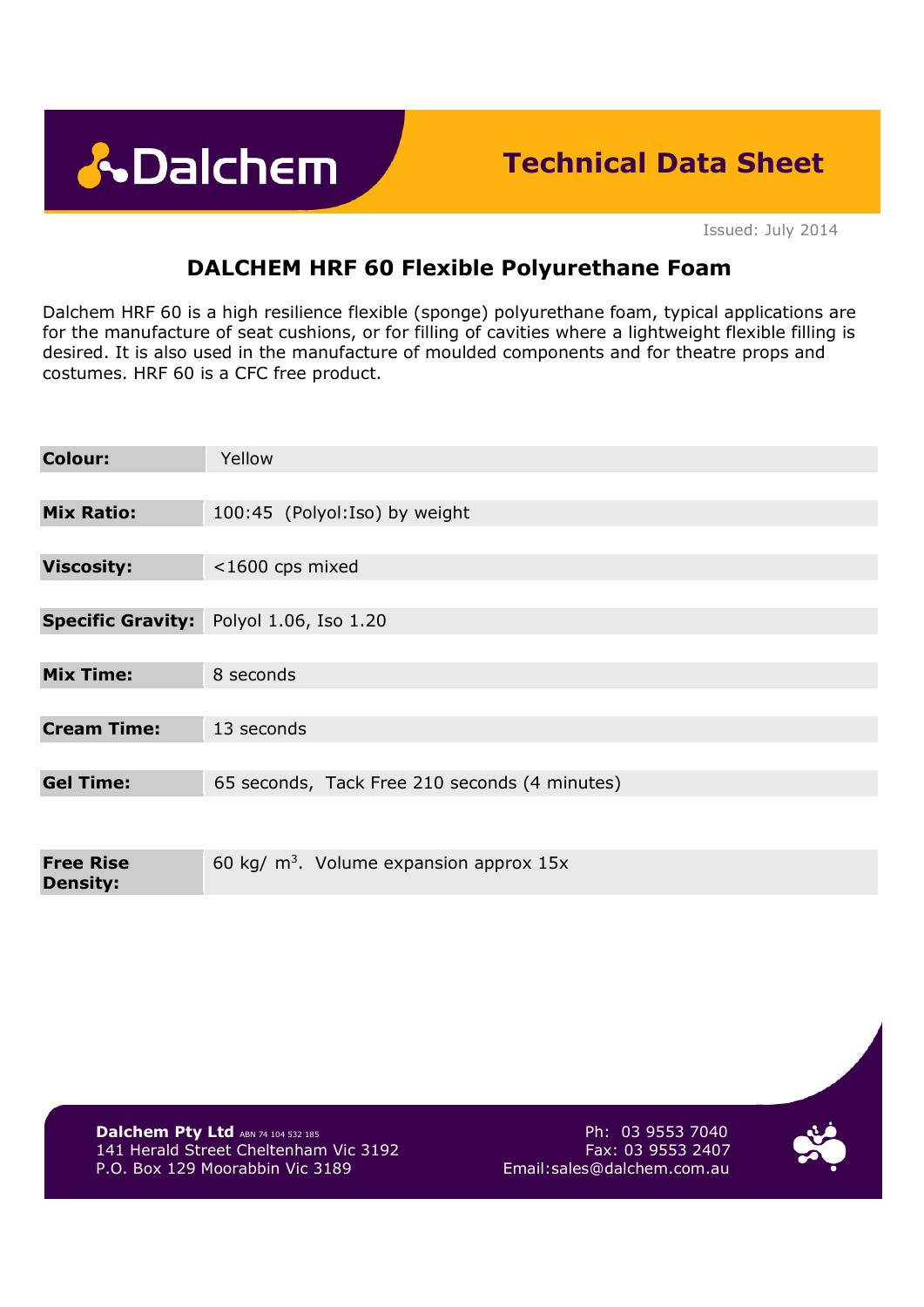Dalchem

# Technical Data Sheet

Issued: July 2014

## DALCHEM HRF 60 Flexible Polyurethane Foam

Dalchem HRF 60 is a high resilience flexible (sponge) polyurethane foam, typical applications are for the manufacture of seat cushions, or for filling of cavities where a lightweight flexible filling is desired. It is also used in the manufacture of moulded components and for theatre props and costumes. HRF 60 is a CFC free product.

| | |
|---|---|
| **Colour:** | Yellow |
| **Mix Ratio:** | 100:45 (Polyol:Iso) by weight |
| **Viscosity:** | <1600 cps mixed |
| **Specific Gravity:** | Polyol 1.06, Iso 1.20 |
| **Mix Time:** | 8 seconds |
| **Cream Time:** | 13 seconds |
| **Gel Time:** | 65 seconds, Tack Free 210 seconds (4 minutes) |
| **Free Rise Density:** | 60 kg/ $m^3$. Volume expansion approx 15x |

**Dalchem Pty Ltd** ABN 74 104 532 185
141 Herald Street Cheltenham Vic 3192
P.O. Box 129 Moorabbin Vic 3189

Ph: 03 9553 7040
Fax: 03 9553 2407
Email:sales@dalchem.com.au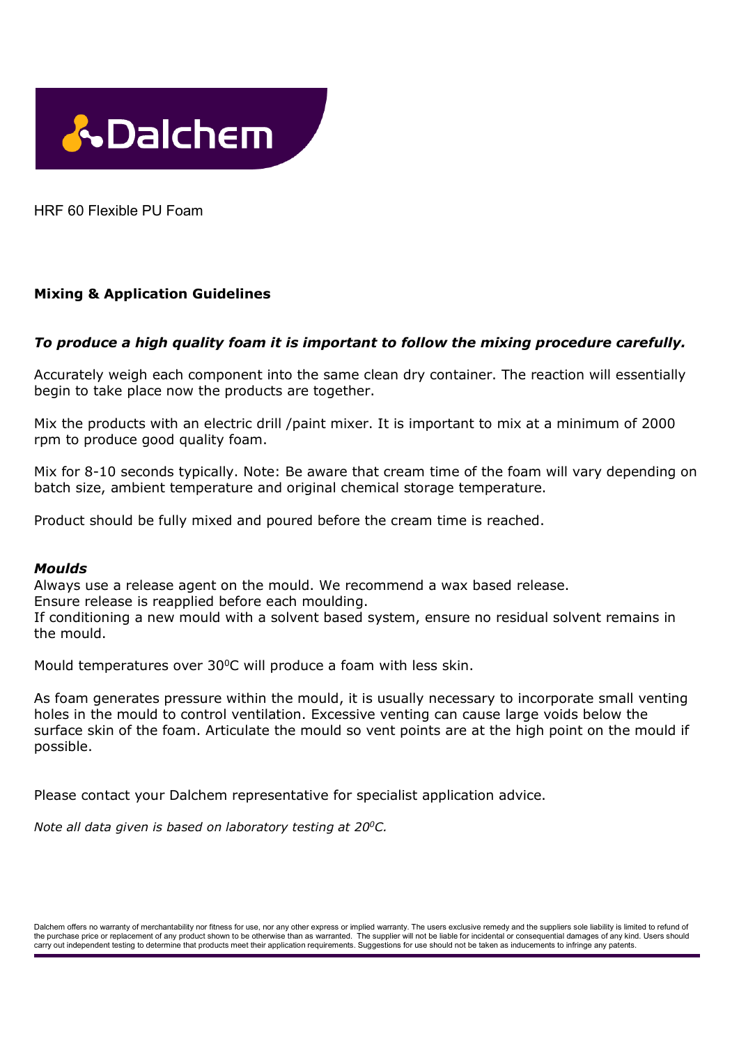HRF 60 Flexible PU Foam

## Mixing & Application Guidelines

***To produce a high quality foam it is important to follow the mixing procedure carefully.***

Accurately weigh each component into the same clean dry container. The reaction will essentially begin to take place now the products are together.

Mix the products with an electric drill /paint mixer. It is important to mix at a minimum of 2000 rpm to produce good quality foam.

Mix for 8-10 seconds typically. Note: Be aware that cream time of the foam will vary depending on batch size, ambient temperature and original chemical storage temperature.

Product should be fully mixed and poured before the cream time is reached.

***Moulds***

Always use a release agent on the mould. We recommend a wax based release.
Ensure release is reapplied before each moulding.
If conditioning a new mould with a solvent based system, ensure no residual solvent remains in the mould.

Mould temperatures over $30^0$C will produce a foam with less skin.

As foam generates pressure within the mould, it is usually necessary to incorporate small venting holes in the mould to control ventilation. Excessive venting can cause large voids below the surface skin of the foam. Articulate the mould so vent points are at the high point on the mould if possible.

Please contact your Dalchem representative for specialist application advice.

*Note all data given is based on laboratory testing at $20^0$C.*

Dalchem offers no warranty of merchantability nor fitness for use, nor any other express or implied warranty. The users exclusive remedy and the suppliers sole liability is limited to refund of the purchase price or replacement of any product shown to be otherwise than as warranted. The supplier will not be liable for incidental or consequential damages of any kind. Users should carry out independent testing to determine that products meet their application requirements. Suggestions for use should not be taken as inducements to infringe any patents.